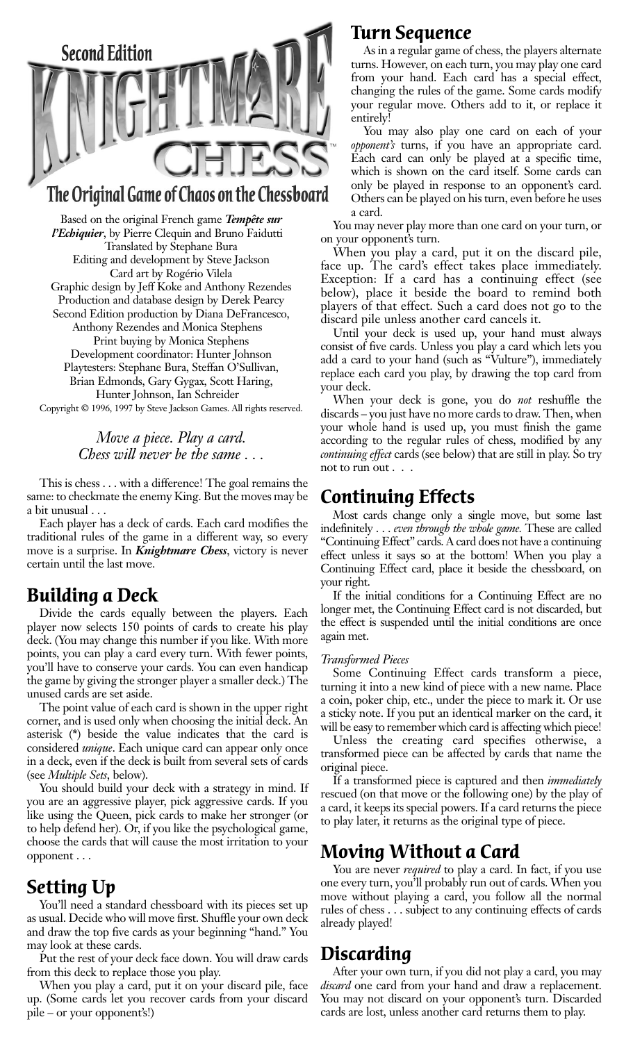Second Edition

# KNIGHTMARE CHESS™

## The Original Game of Chaos on the Chessboard

Based on the original French game ***Tempête sur l'Echiquier***, by Pierre Clequin and Bruno Faidutti
Translated by Stephane Bura
Editing and development by Steve Jackson
Card art by Rogério Vilela
Graphic design by Jeff Koke and Anthony Rezendes
Production and database design by Derek Pearcy
Second Edition production by Diana DeFrancesco, Anthony Rezendes and Monica Stephens
Print buying by Monica Stephens
Development coordinator: Hunter Johnson
Playtesters: Stephane Bura, Steffan O'Sullivan, Brian Edmonds, Gary Gygax, Scott Haring, Hunter Johnson, Ian Schreider
Copyright © 1996, 1997 by Steve Jackson Games. All rights reserved.

*Move a piece. Play a card.*
*Chess will never be the same . . .*

This is chess . . . with a difference! The goal remains the same: to checkmate the enemy King. But the moves may be a bit unusual . . .

Each player has a deck of cards. Each card modifies the traditional rules of the game in a different way, so every move is a surprise. In ***Knightmare Chess***, victory is never certain until the last move.

## Building a Deck

Divide the cards equally between the players. Each player now selects 150 points of cards to create his play deck. (You may change this number if you like. With more points, you can play a card every turn. With fewer points, you'll have to conserve your cards. You can even handicap the game by giving the stronger player a smaller deck.) The unused cards are set aside.

The point value of each card is shown in the upper right corner, and is used only when choosing the initial deck. An asterisk (*) beside the value indicates that the card is considered *unique*. Each unique card can appear only once in a deck, even if the deck is built from several sets of cards (see *Multiple Sets*, below).

You should build your deck with a strategy in mind. If you are an aggressive player, pick aggressive cards. If you like using the Queen, pick cards to make her stronger (or to help defend her). Or, if you like the psychological game, choose the cards that will cause the most irritation to your opponent . . .

## Setting Up

You'll need a standard chessboard with its pieces set up as usual. Decide who will move first. Shuffle your own deck and draw the top five cards as your beginning "hand." You may look at these cards.

Put the rest of your deck face down. You will draw cards from this deck to replace those you play.

When you play a card, put it on your discard pile, face up. (Some cards let you recover cards from your discard pile – or your opponent's!)

## Turn Sequence

As in a regular game of chess, the players alternate turns. However, on each turn, you may play one card from your hand. Each card has a special effect, changing the rules of the game. Some cards modify your regular move. Others add to it, or replace it entirely!

You may also play one card on each of your *opponent's* turns, if you have an appropriate card. Each card can only be played at a specific time, which is shown on the card itself. Some cards can only be played in response to an opponent's card. Others can be played on his turn, even before he uses a card.

You may never play more than one card on your turn, or on your opponent's turn.

When you play a card, put it on the discard pile, face up. The card's effect takes place immediately. Exception: If a card has a continuing effect (see below), place it beside the board to remind both players of that effect. Such a card does not go to the discard pile unless another card cancels it.

Until your deck is used up, your hand must always consist of five cards. Unless you play a card which lets you add a card to your hand (such as "Vulture"), immediately replace each card you play, by drawing the top card from your deck.

When your deck is gone, you do *not* reshuffle the discards – you just have no more cards to draw. Then, when your whole hand is used up, you must finish the game according to the regular rules of chess, modified by any *continuing effect* cards (see below) that are still in play. So try not to run out . . .

## Continuing Effects

Most cards change only a single move, but some last indefinitely . . . *even through the whole game.* These are called "Continuing Effect" cards. A card does not have a continuing effect unless it says so at the bottom! When you play a Continuing Effect card, place it beside the chessboard, on your right.

If the initial conditions for a Continuing Effect are no longer met, the Continuing Effect card is not discarded, but the effect is suspended until the initial conditions are once again met.

### *Transformed Pieces*

Some Continuing Effect cards transform a piece, turning it into a new kind of piece with a new name. Place a coin, poker chip, etc., under the piece to mark it. Or use a sticky note. If you put an identical marker on the card, it will be easy to remember which card is affecting which piece!

Unless the creating card specifies otherwise, a transformed piece can be affected by cards that name the original piece.

If a transformed piece is captured and then *immediately* rescued (on that move or the following one) by the play of a card, it keeps its special powers. If a card returns the piece to play later, it returns as the original type of piece.

## Moving Without a Card

You are never *required* to play a card. In fact, if you use one every turn, you'll probably run out of cards. When you move without playing a card, you follow all the normal rules of chess . . . subject to any continuing effects of cards already played!

## Discarding

After your own turn, if you did not play a card, you may *discard* one card from your hand and draw a replacement. You may not discard on your opponent's turn. Discarded cards are lost, unless another card returns them to play.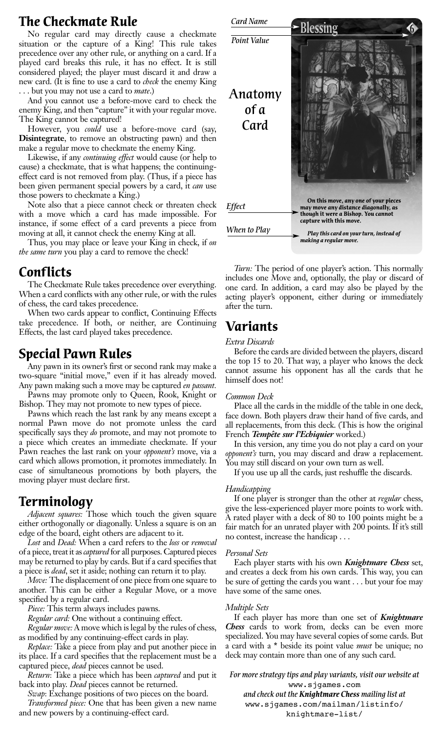## The Checkmate Rule

No regular card may directly cause a checkmate situation or the capture of a King! This rule takes precedence over any other rule, or anything on a card. If a played card breaks this rule, it has no effect. It is still considered played; the player must discard it and draw a new card. (It is fine to use a card to *check* the enemy King . . . but you may not use a card to *mate*.)

And you cannot use a before-move card to check the enemy King, and then "capture" it with your regular move. The King cannot be captured!

However, you *could* use a before-move card (say, **Disintegrate**, to remove an obstructing pawn) and then make a regular move to checkmate the enemy King.

Likewise, if any *continuing effect* would cause (or help to cause) a checkmate, that is what happens; the continuing-effect card is not removed from play. (Thus, if a piece has been given permanent special powers by a card, it *can* use those powers to checkmate a King.)

Note also that a piece cannot check or threaten check with a move which a card has made impossible. For instance, if some effect of a card prevents a piece from moving at all, it cannot check the enemy King at all.

Thus, you may place or leave your King in check, if *on the same turn* you play a card to remove the check!

## Conflicts

The Checkmate Rule takes precedence over everything. When a card conflicts with any other rule, or with the rules of chess, the card takes precedence.

When two cards appear to conflict, Continuing Effects take precedence. If both, or neither, are Continuing Effects, the last card played takes precedence.

## Special Pawn Rules

Any pawn in its owner's first or second rank may make a two-square "initial move," even if it has already moved. Any pawn making such a move may be captured *en passant*.

Pawns may promote only to Queen, Rook, Knight or Bishop. They may not promote to new types of piece.

Pawns which reach the last rank by any means except a normal Pawn move do not promote unless the card specifically says they *do* promote, and may not promote to a piece which creates an immediate checkmate. If your Pawn reaches the last rank on your *opponent's* move, via a card which allows promotion, it promotes immediately. In case of simultaneous promotions by both players, the moving player must declare first.

## Terminology

*Adjacent squares:* Those which touch the given square either orthogonally or diagonally. Unless a square is on an edge of the board, eight others are adjacent to it.

*Lost* and *Dead:* When a card refers to the *loss* or *removal* of a piece, treat it as *captured* for all purposes. Captured pieces may be returned to play by cards. But if a card specifies that a piece is *dead*, set it aside; nothing can return it to play.

*Move:* The displacement of one piece from one square to another. This can be either a Regular Move, or a move specified by a regular card.

*Piece:* This term always includes pawns.

*Regular card:* One without a continuing effect.

*Regular move:* A move which is legal by the rules of chess, as modified by any continuing-effect cards in play.

*Replace:* Take a piece from play and put another piece in its place. If a card specifies that the replacement must be a captured piece, *dead* pieces cannot be used.

*Return*: Take a piece which has been *captured* and put it back into play. *Dead* pieces cannot be returned.

*Swap*: Exchange positions of two pieces on the board.

*Transformed piece:* One that has been given a new name and new powers by a continuing-effect card.

## Anatomy of a Card

*Card Name* — Blessing

*Point Value* — 6

*Effect* — **On this move, any one of your pieces may move any distance diagonally, as though it were a Bishop. You cannot capture with this move.**

*When to Play* — **Play this card on your turn, instead of making a regular move.**

*Turn:* The period of one player's action. This normally includes one Move and, optionally, the play or discard of one card. In addition, a card may also be played by the acting player's opponent, either during or immediately after the turn.

## Variants

*Extra Discards*

Before the cards are divided between the players, discard the top 15 to 20. That way, a player who knows the deck cannot assume his opponent has all the cards that he himself does not!

*Common Deck*

Place all the cards in the middle of the table in one deck, face down. Both players draw their hand of five cards, and all replacements, from this deck. (This is how the original French ***Tempête sur l'Echiquier*** worked.)

In this version, any time you do not play a card on your *opponent's* turn, you may discard and draw a replacement. You may still discard on your own turn as well.

If you use up all the cards, just reshuffle the discards.

*Handicapping*

If one player is stronger than the other at *regular* chess, give the less-experienced player more points to work with. A rated player with a deck of 80 to 100 points might be a fair match for an unrated player with 200 points. If it's still no contest, increase the handicap . . .

*Personal Sets*

Each player starts with his own ***Knightmare Chess*** set, and creates a deck from his own cards. This way, you can be sure of getting the cards you want . . . but your foe may have some of the same ones.

*Multiple Sets*

If each player has more than one set of ***Knightmare Chess*** cards to work from, decks can be even more specialized. You may have several copies of some cards. But a card with a * beside its point value *must* be unique; no deck may contain more than one of any such card.

***For more strategy tips and play variants, visit our website at***
www.sjgames.com
***and check out the Knightmare Chess mailing list at***
www.sjgames.com/mailman/listinfo/knightmare-list/